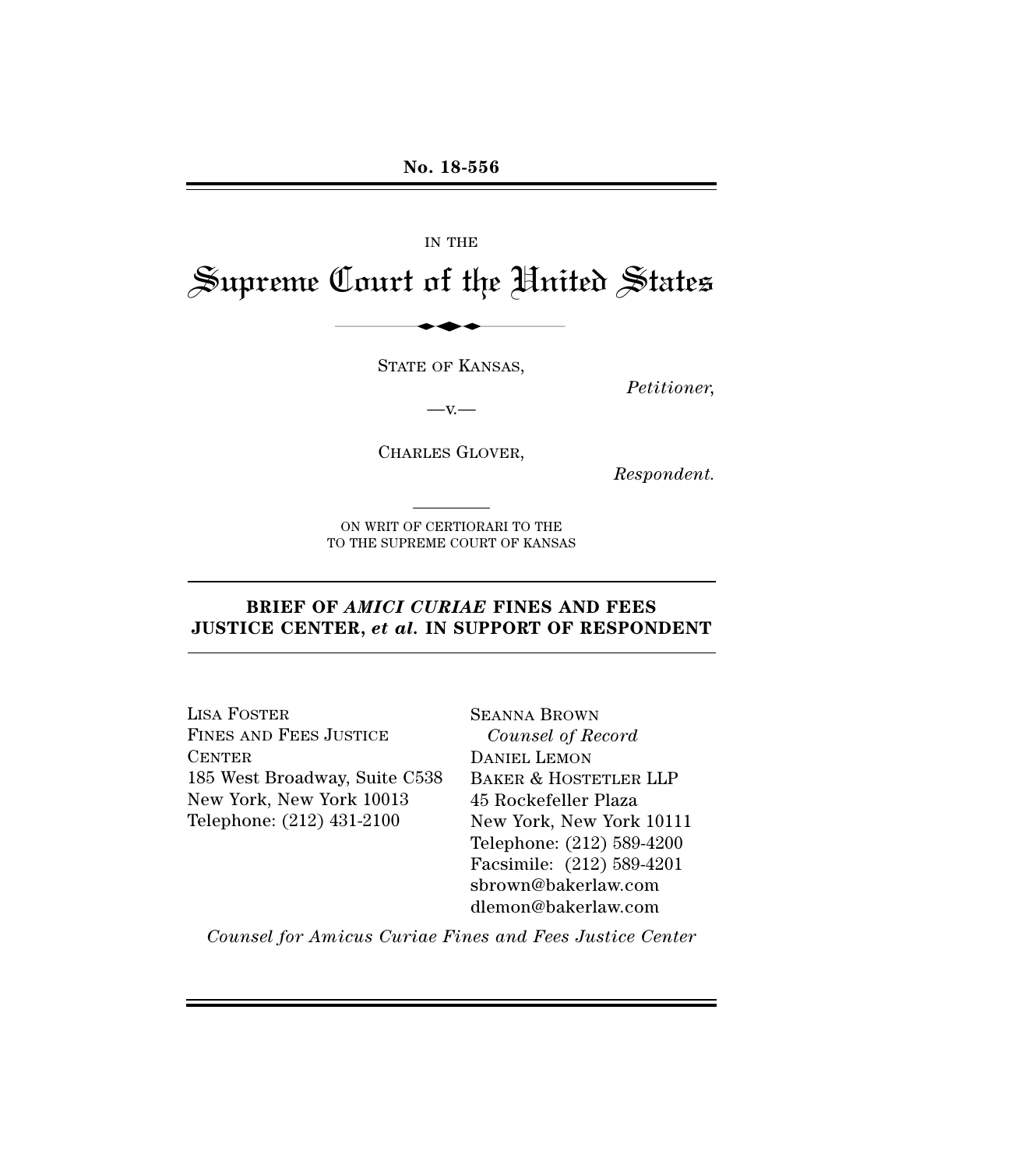**No. 18-556**

IN THE

# Supreme Court of the United States

STATE OF KANSAS,

*Petitioner*,

—v.—

CHARLES GLOVER,

*Respondent.*

ON WRIT OF CERTIORARI TO THE
TO THE SUPREME COURT OF KANSAS

## BRIEF OF *AMICI CURIAE* FINES AND FEES JUSTICE CENTER, *et al.* IN SUPPORT OF RESPONDENT

LISA FOSTER
FINES AND FEES JUSTICE CENTER
185 West Broadway, Suite C538
New York, New York 10013
Telephone: (212) 431-2100

SEANNA BROWN
*Counsel of Record*
DANIEL LEMON
BAKER & HOSTETLER LLP
45 Rockefeller Plaza
New York, New York 10111
Telephone: (212) 589-4200
Facsimile: (212) 589-4201
sbrown@bakerlaw.com
dlemon@bakerlaw.com

*Counsel for Amicus Curiae Fines and Fees Justice Center*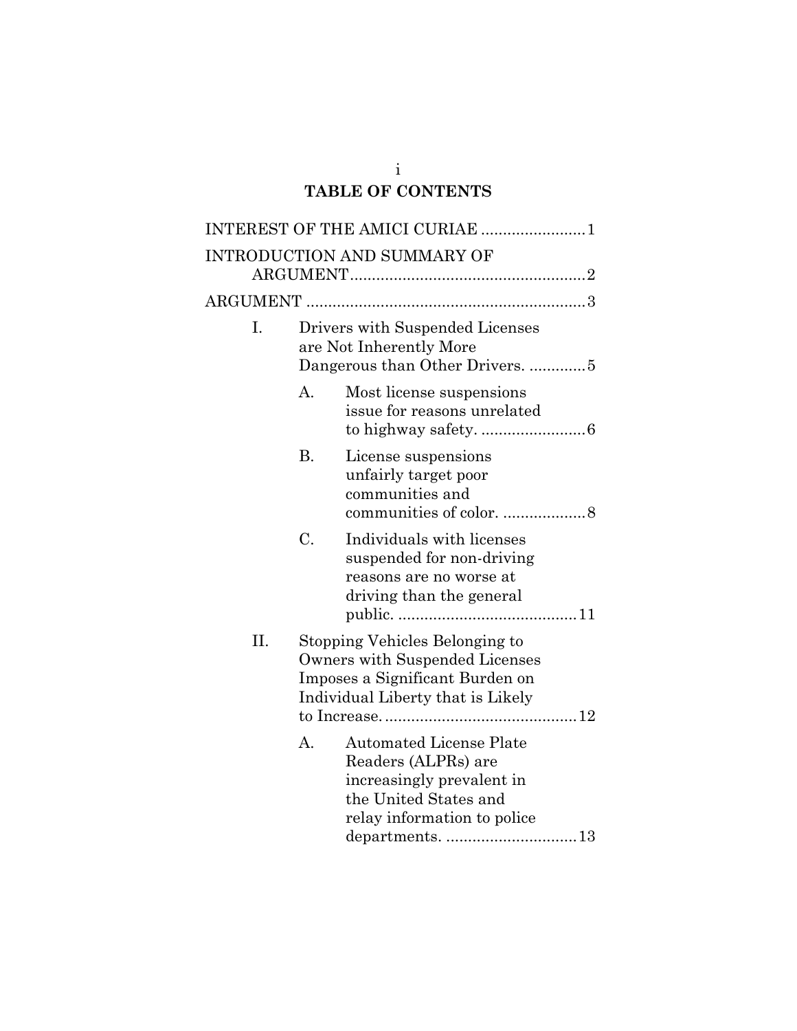# TABLE OF CONTENTS

INTEREST OF THE AMICI CURIAE ........................ 1

INTRODUCTION AND SUMMARY OF ARGUMENT ...................................................... 2

ARGUMENT ................................................................ 3

I. Drivers with Suspended Licenses are Not Inherently More Dangerous than Other Drivers. ............. 5

  A. Most license suspensions issue for reasons unrelated to highway safety. ........................ 6

  B. License suspensions unfairly target poor communities and communities of color. ................... 8

  C. Individuals with licenses suspended for non-driving reasons are no worse at driving than the general public. ......................................... 11

II. Stopping Vehicles Belonging to Owners with Suspended Licenses Imposes a Significant Burden on Individual Liberty that is Likely to Increase. ............................................ 12

  A. Automated License Plate Readers (ALPRs) are increasingly prevalent in the United States and relay information to police departments. .............................. 13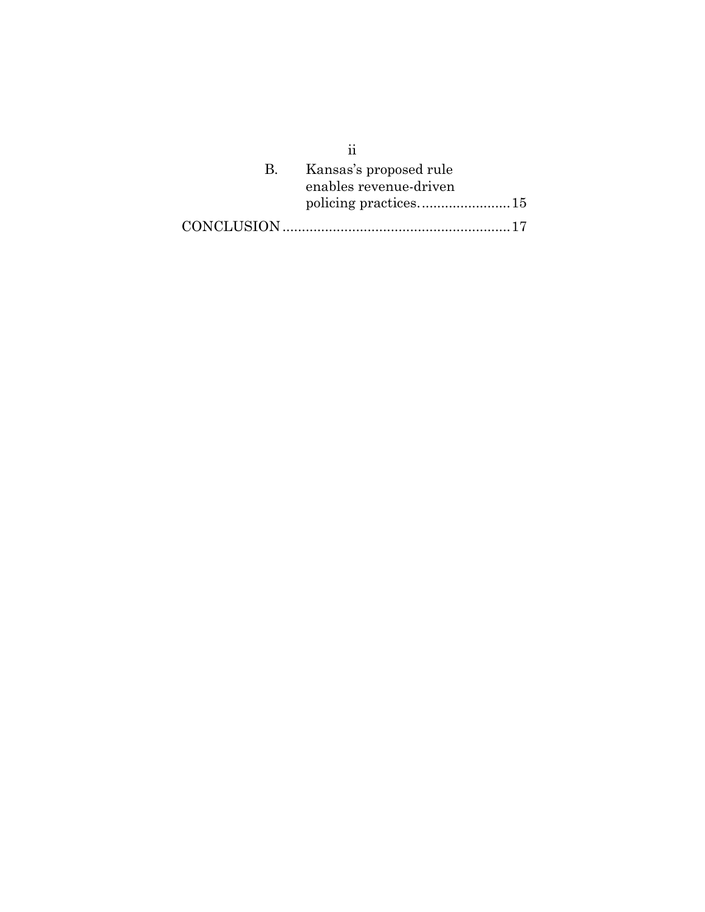B. Kansas's proposed rule enables revenue-driven policing practices. ........................ 15

CONCLUSION ........................................................... 17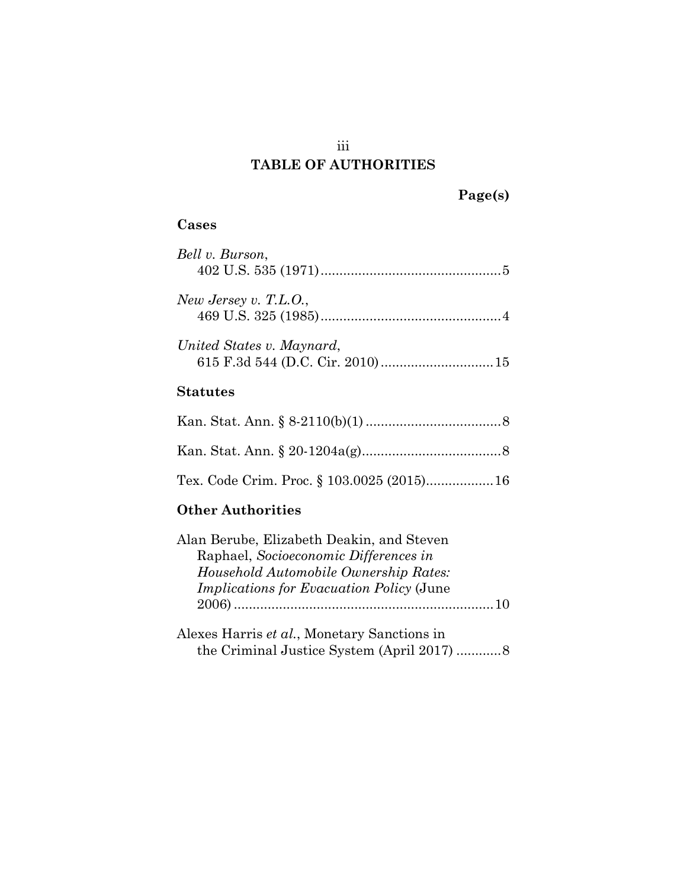# TABLE OF AUTHORITIES

**Page(s)**

## Cases

*Bell v. Burson*,
402 U.S. 535 (1971) ............................................... 5

*New Jersey v. T.L.O.*,
469 U.S. 325 (1985) ............................................... 4

*United States v. Maynard*,
615 F.3d 544 (D.C. Cir. 2010) ............................. 15

## Statutes

Kan. Stat. Ann. § 8-2110(b)(1) ................................... 8

Kan. Stat. Ann. § 20-1204a(g) .................................... 8

Tex. Code Crim. Proc. § 103.0025 (2015) ................. 16

## Other Authorities

Alan Berube, Elizabeth Deakin, and Steven Raphael, *Socioeconomic Differences in Household Automobile Ownership Rates: Implications for Evacuation Policy* (June 2006) .................................................................... 10

Alexes Harris *et al.*, Monetary Sanctions in the Criminal Justice System (April 2017) ........... 8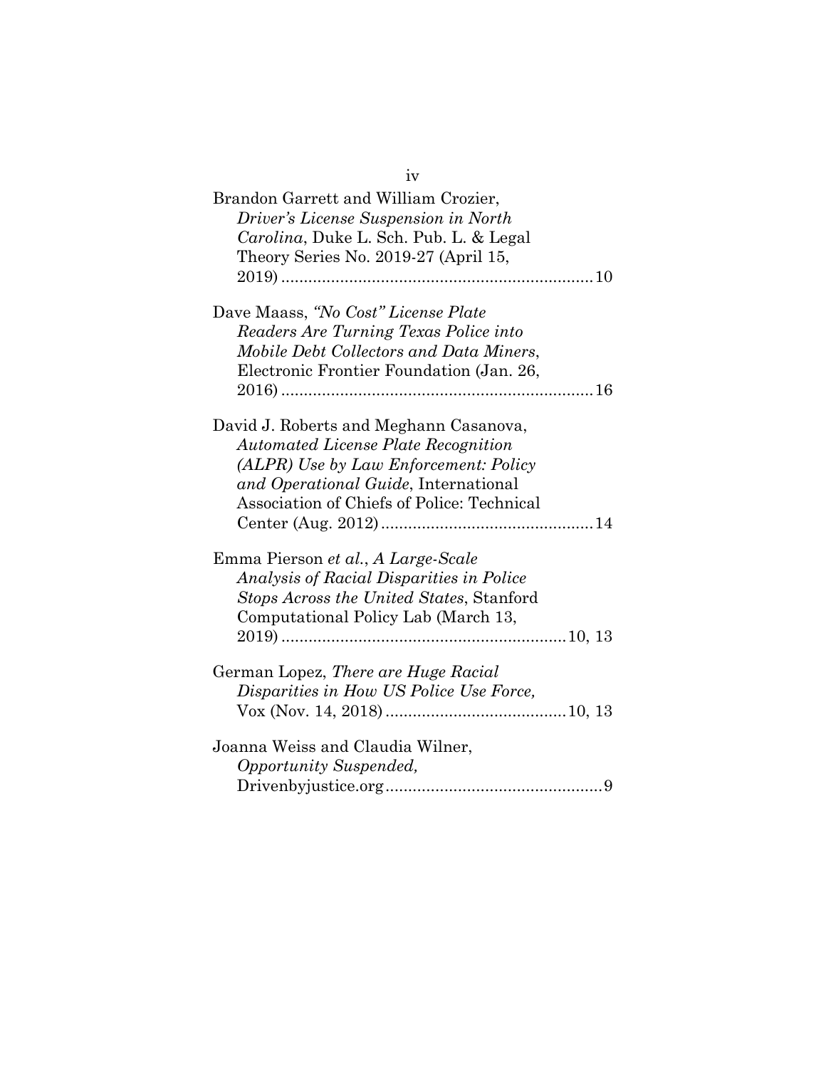Brandon Garrett and William Crozier, *Driver's License Suspension in North Carolina*, Duke L. Sch. Pub. L. & Legal Theory Series No. 2019-27 (April 15, 2019) .................................................................... 10

Dave Maass, *"No Cost" License Plate Readers Are Turning Texas Police into Mobile Debt Collectors and Data Miners*, Electronic Frontier Foundation (Jan. 26, 2016) .................................................................... 16

David J. Roberts and Meghann Casanova, *Automated License Plate Recognition (ALPR) Use by Law Enforcement: Policy and Operational Guide*, International Association of Chiefs of Police: Technical Center (Aug. 2012) .............................................. 14

Emma Pierson *et al.*, *A Large-Scale Analysis of Racial Disparities in Police Stops Across the United States*, Stanford Computational Policy Lab (March 13, 2019) .............................................................. 10, 13

German Lopez, *There are Huge Racial Disparities in How US Police Use Force,* Vox (Nov. 14, 2018) ....................................... 10, 13

Joanna Weiss and Claudia Wilner, *Opportunity Suspended,* Drivenbyjustice.org ............................................... 9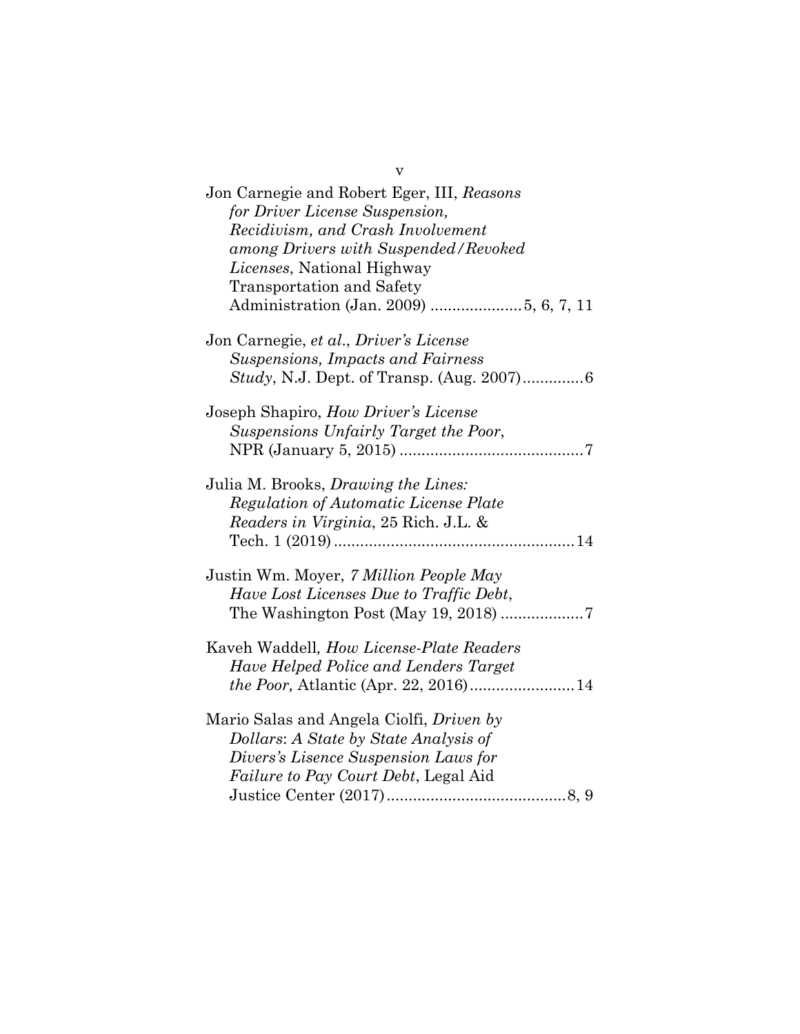Jon Carnegie and Robert Eger, III, *Reasons for Driver License Suspension, Recidivism, and Crash Involvement among Drivers with Suspended/Revoked Licenses*, National Highway Transportation and Safety Administration (Jan. 2009) ....................5, 6, 7, 11

Jon Carnegie, *et al*., *Driver's License Suspensions, Impacts and Fairness Study*, N.J. Dept. of Transp. (Aug. 2007).............6

Joseph Shapiro, *How Driver's License Suspensions Unfairly Target the Poor*, NPR (January 5, 2015) ..........................................7

Julia M. Brooks, *Drawing the Lines: Regulation of Automatic License Plate Readers in Virginia*, 25 Rich. J.L. & Tech. 1 (2019)......................................................14

Justin Wm. Moyer, *7 Million People May Have Lost Licenses Due to Traffic Debt*, The Washington Post (May 19, 2018) ..................7

Kaveh Waddell, *How License-Plate Readers Have Helped Police and Lenders Target the Poor,* Atlantic (Apr. 22, 2016)........................14

Mario Salas and Angela Ciolfi, *Driven by Dollars*: *A State by State Analysis of Divers's Lisence Suspension Laws for Failure to Pay Court Debt*, Legal Aid Justice Center (2017)........................................8, 9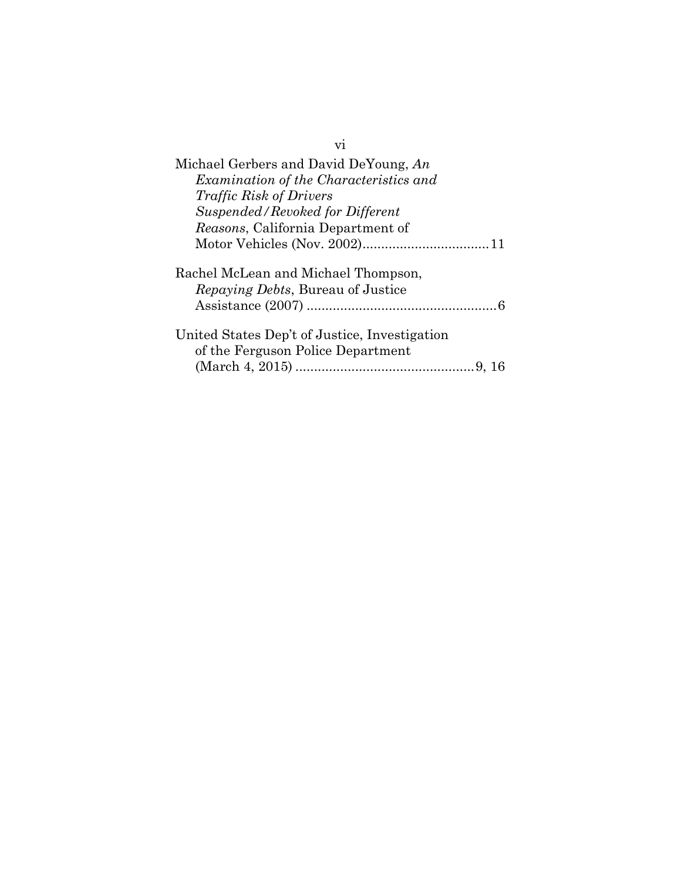Michael Gerbers and David DeYoung, *An Examination of the Characteristics and Traffic Risk of Drivers Suspended/Revoked for Different Reasons*, California Department of Motor Vehicles (Nov. 2002) .................................. 11

Rachel McLean and Michael Thompson, *Repaying Debts*, Bureau of Justice Assistance (2007) .................................................... 6

United States Dep't of Justice, Investigation of the Ferguson Police Department (March 4, 2015) ................................................ 9, 16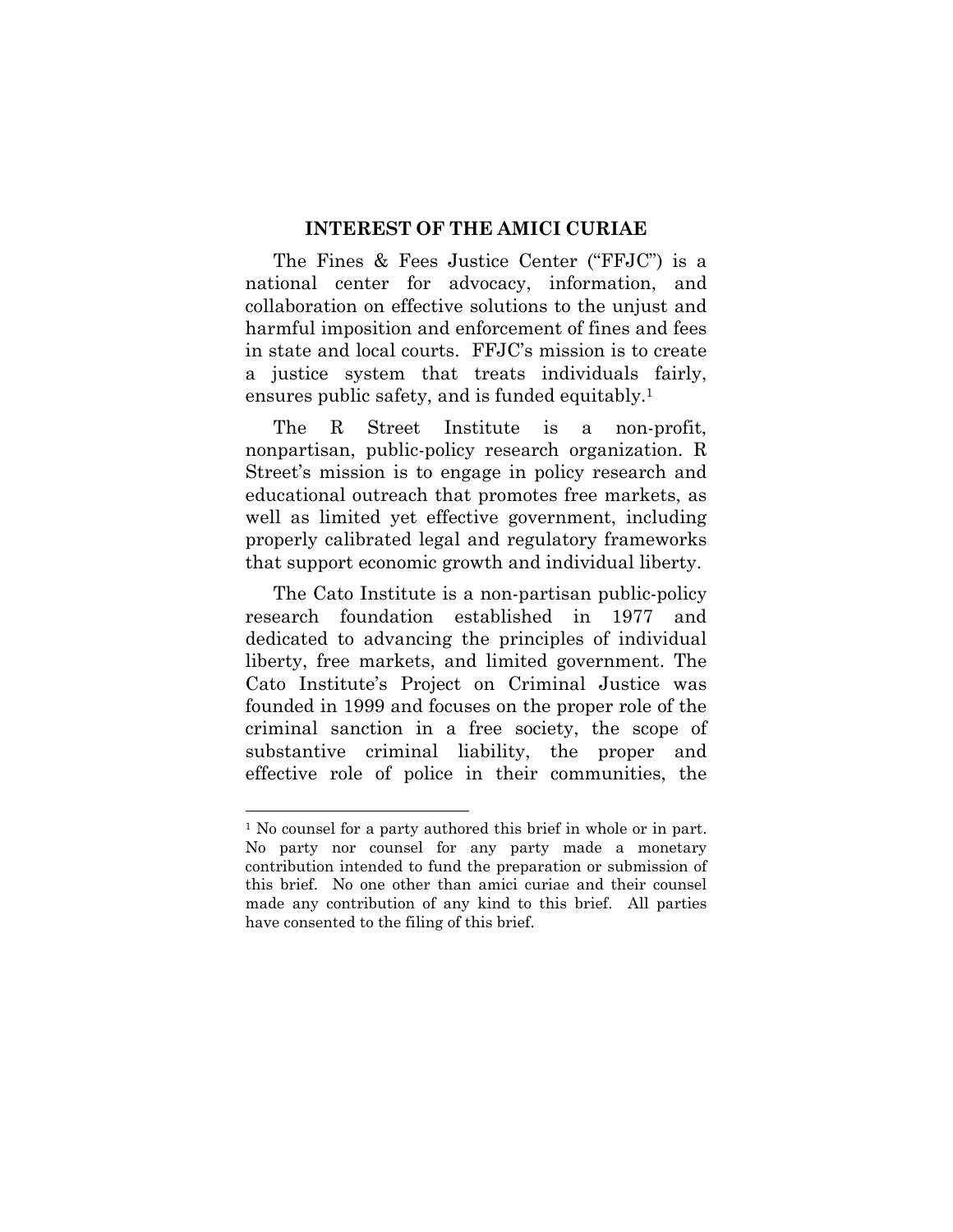## INTEREST OF THE AMICI CURIAE

The Fines & Fees Justice Center ("FFJC") is a national center for advocacy, information, and collaboration on effective solutions to the unjust and harmful imposition and enforcement of fines and fees in state and local courts. FFJC's mission is to create a justice system that treats individuals fairly, ensures public safety, and is funded equitably.[1]

The R Street Institute is a non-profit, nonpartisan, public-policy research organization. R Street's mission is to engage in policy research and educational outreach that promotes free markets, as well as limited yet effective government, including properly calibrated legal and regulatory frameworks that support economic growth and individual liberty.

The Cato Institute is a non-partisan public-policy research foundation established in 1977 and dedicated to advancing the principles of individual liberty, free markets, and limited government. The Cato Institute's Project on Criminal Justice was founded in 1999 and focuses on the proper role of the criminal sanction in a free society, the scope of substantive criminal liability, the proper and effective role of police in their communities, the

[1] No counsel for a party authored this brief in whole or in part. No party nor counsel for any party made a monetary contribution intended to fund the preparation or submission of this brief. No one other than amici curiae and their counsel made any contribution of any kind to this brief. All parties have consented to the filing of this brief.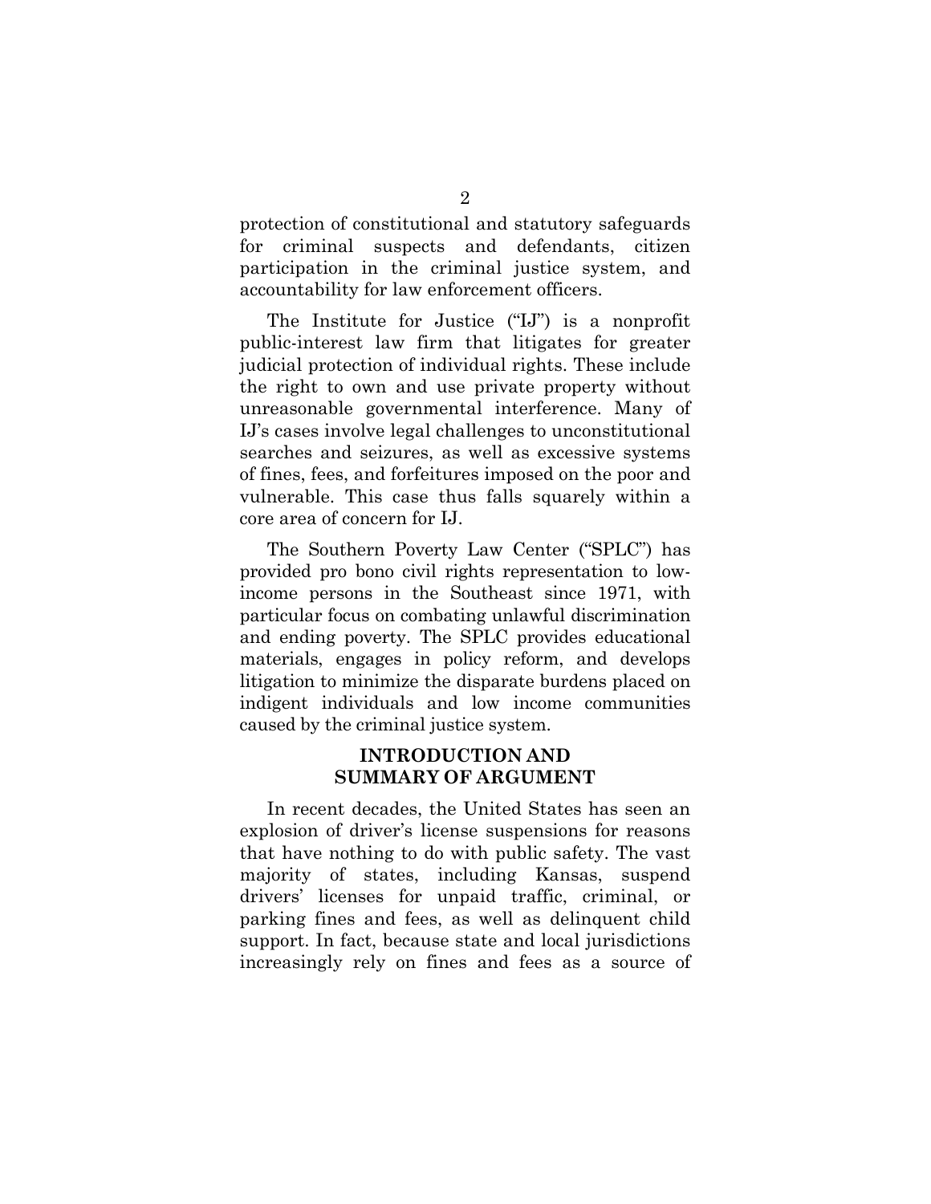protection of constitutional and statutory safeguards for criminal suspects and defendants, citizen participation in the criminal justice system, and accountability for law enforcement officers.

The Institute for Justice ("IJ") is a nonprofit public-interest law firm that litigates for greater judicial protection of individual rights. These include the right to own and use private property without unreasonable governmental interference. Many of IJ's cases involve legal challenges to unconstitutional searches and seizures, as well as excessive systems of fines, fees, and forfeitures imposed on the poor and vulnerable. This case thus falls squarely within a core area of concern for IJ.

The Southern Poverty Law Center ("SPLC") has provided pro bono civil rights representation to low-income persons in the Southeast since 1971, with particular focus on combating unlawful discrimination and ending poverty. The SPLC provides educational materials, engages in policy reform, and develops litigation to minimize the disparate burdens placed on indigent individuals and low income communities caused by the criminal justice system.

## INTRODUCTION AND SUMMARY OF ARGUMENT

In recent decades, the United States has seen an explosion of driver's license suspensions for reasons that have nothing to do with public safety. The vast majority of states, including Kansas, suspend drivers' licenses for unpaid traffic, criminal, or parking fines and fees, as well as delinquent child support. In fact, because state and local jurisdictions increasingly rely on fines and fees as a source of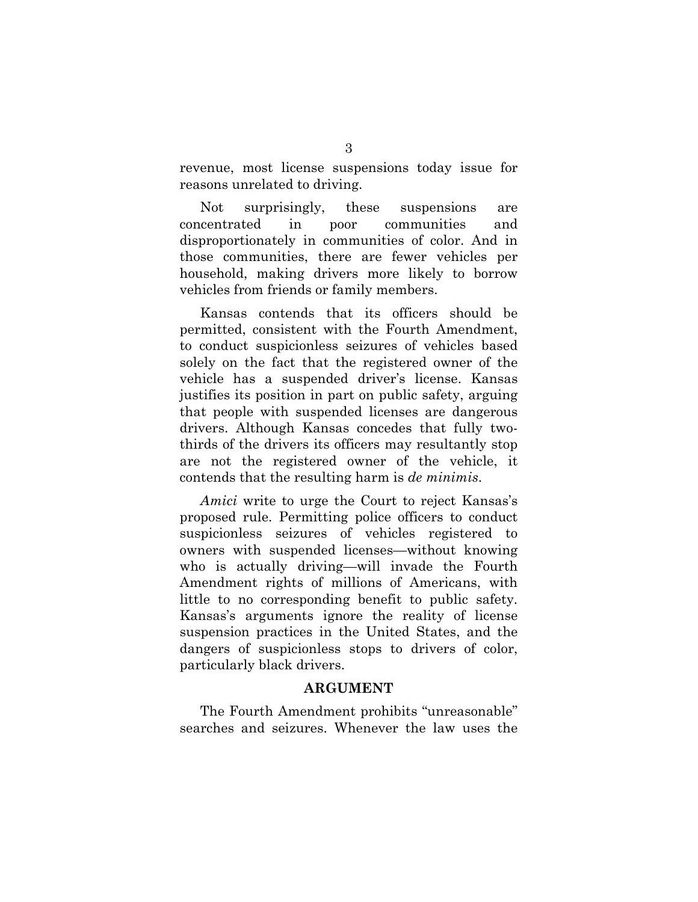revenue, most license suspensions today issue for reasons unrelated to driving.

Not surprisingly, these suspensions are concentrated in poor communities and disproportionately in communities of color. And in those communities, there are fewer vehicles per household, making drivers more likely to borrow vehicles from friends or family members.

Kansas contends that its officers should be permitted, consistent with the Fourth Amendment, to conduct suspicionless seizures of vehicles based solely on the fact that the registered owner of the vehicle has a suspended driver's license. Kansas justifies its position in part on public safety, arguing that people with suspended licenses are dangerous drivers. Although Kansas concedes that fully two-thirds of the drivers its officers may resultantly stop are not the registered owner of the vehicle, it contends that the resulting harm is *de minimis*.

*Amici* write to urge the Court to reject Kansas's proposed rule. Permitting police officers to conduct suspicionless seizures of vehicles registered to owners with suspended licenses—without knowing who is actually driving—will invade the Fourth Amendment rights of millions of Americans, with little to no corresponding benefit to public safety. Kansas's arguments ignore the reality of license suspension practices in the United States, and the dangers of suspicionless stops to drivers of color, particularly black drivers.

## ARGUMENT

The Fourth Amendment prohibits "unreasonable" searches and seizures. Whenever the law uses the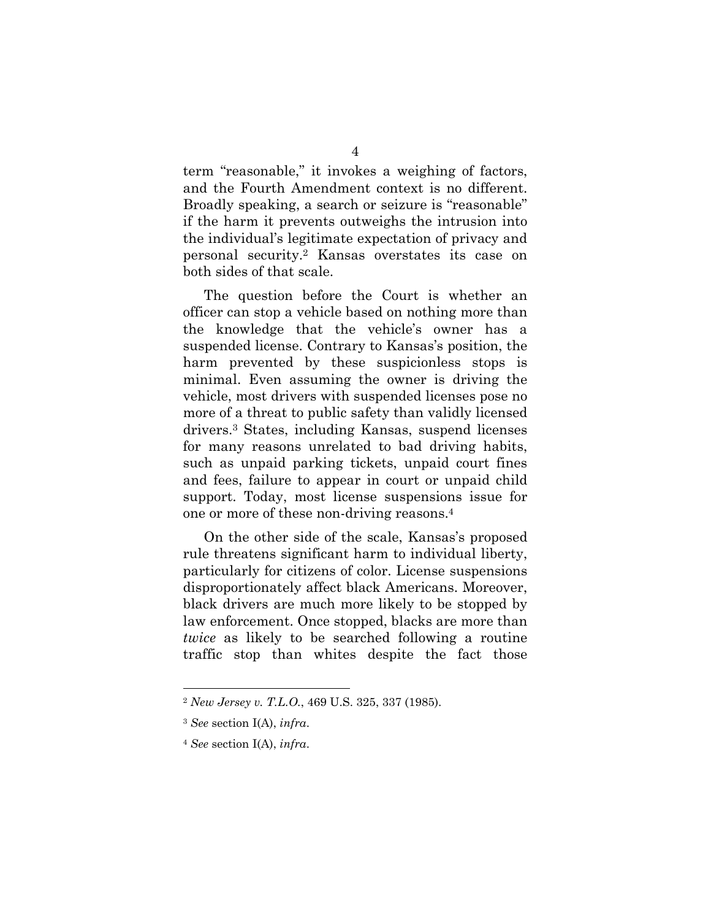term "reasonable," it invokes a weighing of factors, and the Fourth Amendment context is no different. Broadly speaking, a search or seizure is "reasonable" if the harm it prevents outweighs the intrusion into the individual's legitimate expectation of privacy and personal security.[2] Kansas overstates its case on both sides of that scale.

The question before the Court is whether an officer can stop a vehicle based on nothing more than the knowledge that the vehicle's owner has a suspended license. Contrary to Kansas's position, the harm prevented by these suspicionless stops is minimal. Even assuming the owner is driving the vehicle, most drivers with suspended licenses pose no more of a threat to public safety than validly licensed drivers.[3] States, including Kansas, suspend licenses for many reasons unrelated to bad driving habits, such as unpaid parking tickets, unpaid court fines and fees, failure to appear in court or unpaid child support. Today, most license suspensions issue for one or more of these non-driving reasons.[4]

On the other side of the scale, Kansas's proposed rule threatens significant harm to individual liberty, particularly for citizens of color. License suspensions disproportionately affect black Americans. Moreover, black drivers are much more likely to be stopped by law enforcement. Once stopped, blacks are more than *twice* as likely to be searched following a routine traffic stop than whites despite the fact those

---

[2] *New Jersey v. T.L.O.*, 469 U.S. 325, 337 (1985).

[3] *See* section I(A), *infra*.

[4] *See* section I(A), *infra*.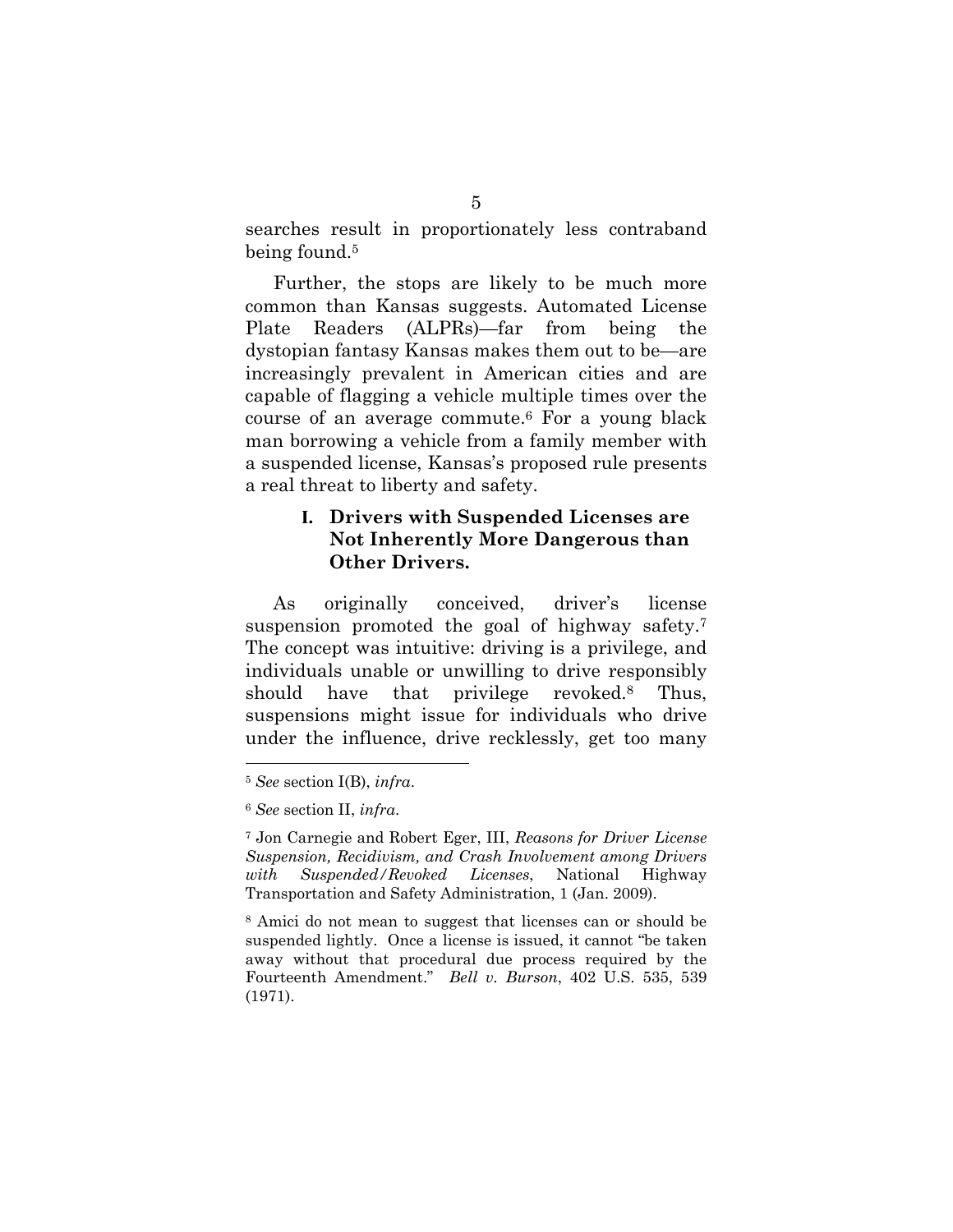searches result in proportionately less contraband being found.[5]

Further, the stops are likely to be much more common than Kansas suggests. Automated License Plate Readers (ALPRs)—far from being the dystopian fantasy Kansas makes them out to be—are increasingly prevalent in American cities and are capable of flagging a vehicle multiple times over the course of an average commute.[6] For a young black man borrowing a vehicle from a family member with a suspended license, Kansas's proposed rule presents a real threat to liberty and safety.

### I. Drivers with Suspended Licenses are Not Inherently More Dangerous than Other Drivers.

As originally conceived, driver's license suspension promoted the goal of highway safety.[7] The concept was intuitive: driving is a privilege, and individuals unable or unwilling to drive responsibly should have that privilege revoked.[8] Thus, suspensions might issue for individuals who drive under the influence, drive recklessly, get too many

---

[5] *See* section I(B), *infra*.

[6] *See* section II, *infra*.

[7] Jon Carnegie and Robert Eger, III, *Reasons for Driver License Suspension, Recidivism, and Crash Involvement among Drivers with Suspended/Revoked Licenses*, National Highway Transportation and Safety Administration, 1 (Jan. 2009).

[8] Amici do not mean to suggest that licenses can or should be suspended lightly. Once a license is issued, it cannot "be taken away without that procedural due process required by the Fourteenth Amendment." *Bell v. Burson*, 402 U.S. 535, 539 (1971).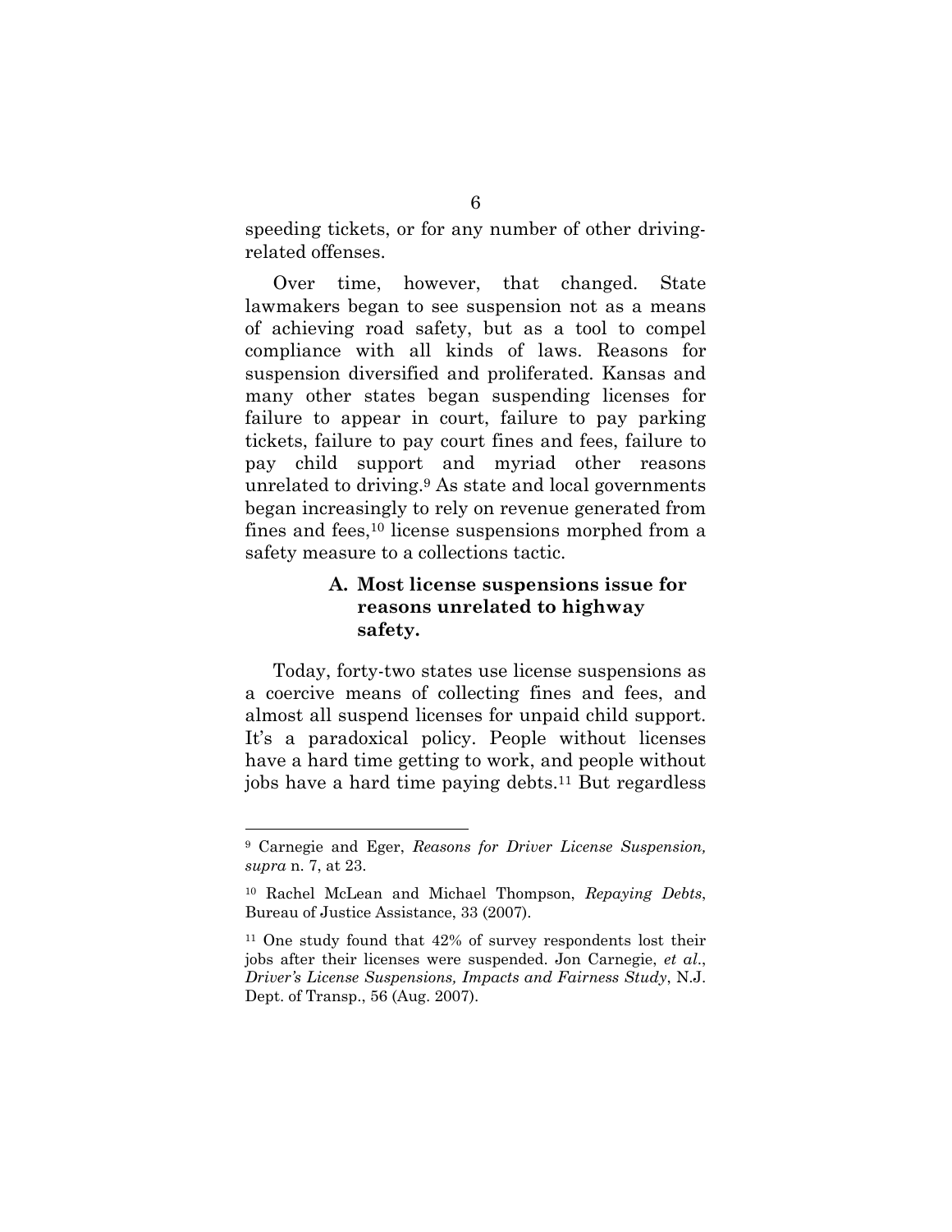speeding tickets, or for any number of other driving-related offenses.

Over time, however, that changed. State lawmakers began to see suspension not as a means of achieving road safety, but as a tool to compel compliance with all kinds of laws. Reasons for suspension diversified and proliferated. Kansas and many other states began suspending licenses for failure to appear in court, failure to pay parking tickets, failure to pay court fines and fees, failure to pay child support and myriad other reasons unrelated to driving.[9] As state and local governments began increasingly to rely on revenue generated from fines and fees,[10] license suspensions morphed from a safety measure to a collections tactic.

### A. Most license suspensions issue for reasons unrelated to highway safety.

Today, forty-two states use license suspensions as a coercive means of collecting fines and fees, and almost all suspend licenses for unpaid child support. It's a paradoxical policy. People without licenses have a hard time getting to work, and people without jobs have a hard time paying debts.[11] But regardless

---

[9] Carnegie and Eger, *Reasons for Driver License Suspension, supra* n. 7, at 23.

[10] Rachel McLean and Michael Thompson, *Repaying Debts*, Bureau of Justice Assistance, 33 (2007).

[11] One study found that 42% of survey respondents lost their jobs after their licenses were suspended. Jon Carnegie, *et al.*, *Driver's License Suspensions, Impacts and Fairness Study*, N.J. Dept. of Transp., 56 (Aug. 2007).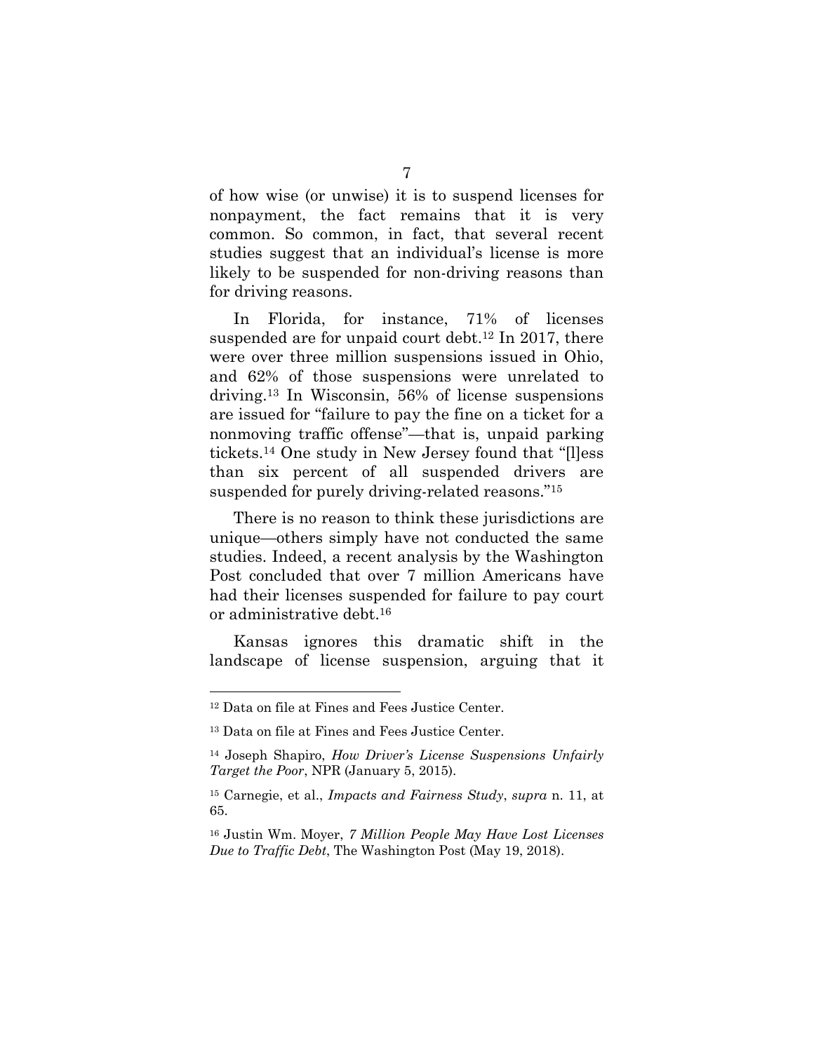of how wise (or unwise) it is to suspend licenses for nonpayment, the fact remains that it is very common. So common, in fact, that several recent studies suggest that an individual's license is more likely to be suspended for non-driving reasons than for driving reasons.

In Florida, for instance, 71% of licenses suspended are for unpaid court debt.[12] In 2017, there were over three million suspensions issued in Ohio, and 62% of those suspensions were unrelated to driving.[13] In Wisconsin, 56% of license suspensions are issued for "failure to pay the fine on a ticket for a nonmoving traffic offense"—that is, unpaid parking tickets.[14] One study in New Jersey found that "[l]ess than six percent of all suspended drivers are suspended for purely driving-related reasons."[15]

There is no reason to think these jurisdictions are unique—others simply have not conducted the same studies. Indeed, a recent analysis by the Washington Post concluded that over 7 million Americans have had their licenses suspended for failure to pay court or administrative debt.[16]

Kansas ignores this dramatic shift in the landscape of license suspension, arguing that it

---

[12] Data on file at Fines and Fees Justice Center.

[13] Data on file at Fines and Fees Justice Center.

[14] Joseph Shapiro, *How Driver's License Suspensions Unfairly Target the Poor*, NPR (January 5, 2015).

[15] Carnegie, et al., *Impacts and Fairness Study*, *supra* n. 11, at 65.

[16] Justin Wm. Moyer, *7 Million People May Have Lost Licenses Due to Traffic Debt*, The Washington Post (May 19, 2018).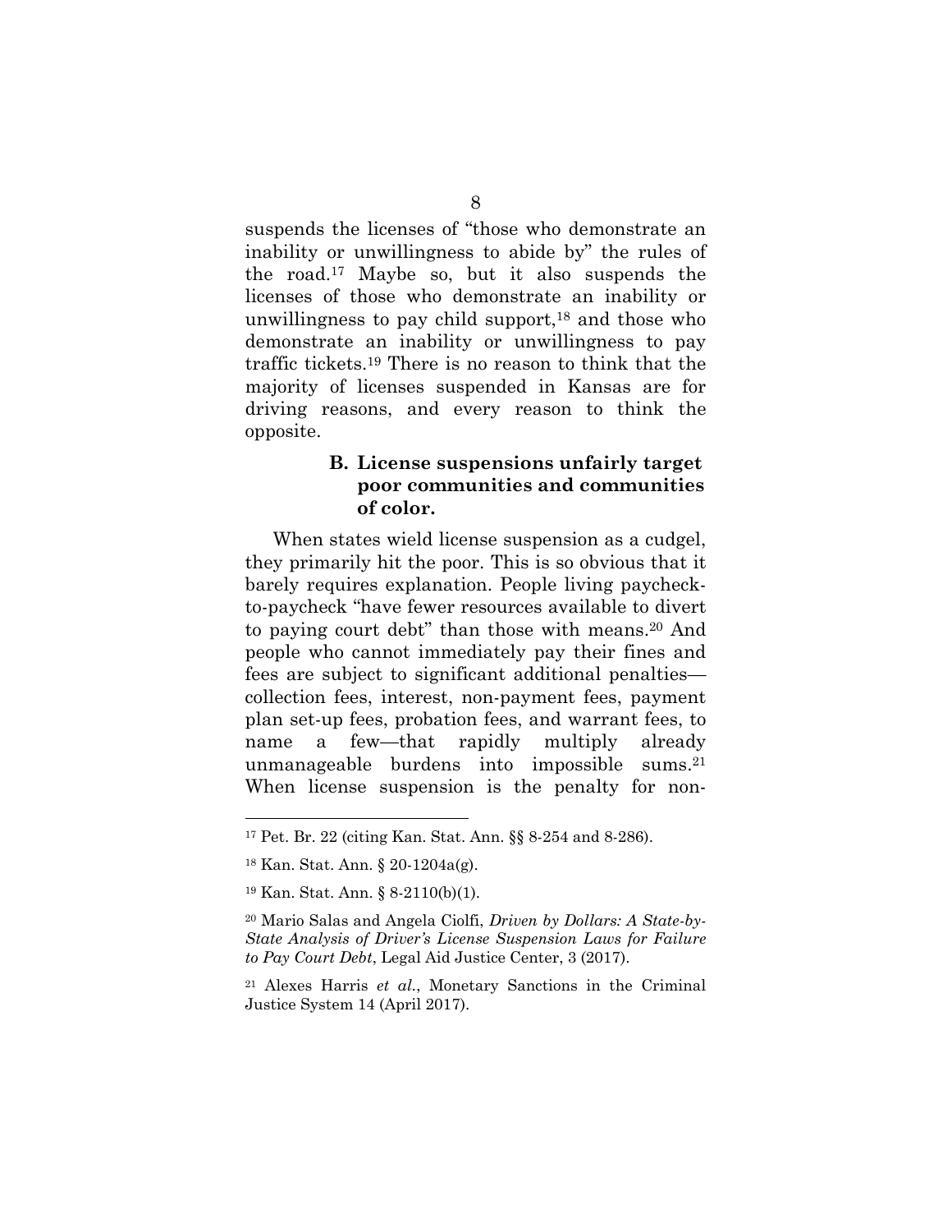suspends the licenses of "those who demonstrate an inability or unwillingness to abide by" the rules of the road.[17] Maybe so, but it also suspends the licenses of those who demonstrate an inability or unwillingness to pay child support,[18] and those who demonstrate an inability or unwillingness to pay traffic tickets.[19] There is no reason to think that the majority of licenses suspended in Kansas are for driving reasons, and every reason to think the opposite.

### B. License suspensions unfairly target poor communities and communities of color.

When states wield license suspension as a cudgel, they primarily hit the poor. This is so obvious that it barely requires explanation. People living paycheck-to-paycheck "have fewer resources available to divert to paying court debt" than those with means.[20] And people who cannot immediately pay their fines and fees are subject to significant additional penalties—collection fees, interest, non-payment fees, payment plan set-up fees, probation fees, and warrant fees, to name a few—that rapidly multiply already unmanageable burdens into impossible sums.[21] When license suspension is the penalty for non-

---

[17] Pet. Br. 22 (citing Kan. Stat. Ann. §§ 8-254 and 8-286).

[18] Kan. Stat. Ann. § 20-1204a(g).

[19] Kan. Stat. Ann. § 8-2110(b)(1).

[20] Mario Salas and Angela Ciolfi, *Driven by Dollars: A State-by-State Analysis of Driver's License Suspension Laws for Failure to Pay Court Debt*, Legal Aid Justice Center, 3 (2017).

[21] Alexes Harris *et al.*, Monetary Sanctions in the Criminal Justice System 14 (April 2017).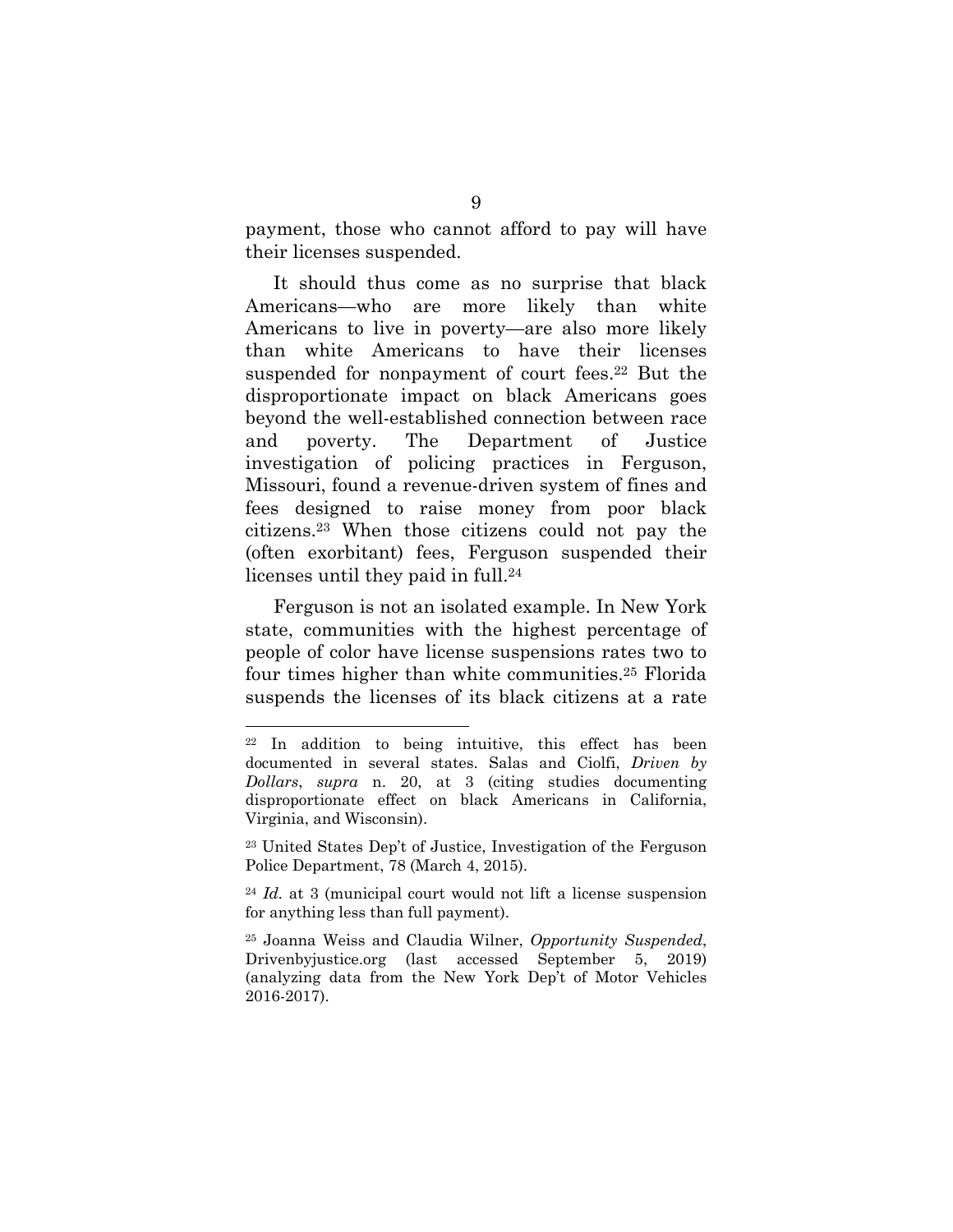payment, those who cannot afford to pay will have their licenses suspended.

It should thus come as no surprise that black Americans—who are more likely than white Americans to live in poverty—are also more likely than white Americans to have their licenses suspended for nonpayment of court fees.[22] But the disproportionate impact on black Americans goes beyond the well-established connection between race and poverty. The Department of Justice investigation of policing practices in Ferguson, Missouri, found a revenue-driven system of fines and fees designed to raise money from poor black citizens.[23] When those citizens could not pay the (often exorbitant) fees, Ferguson suspended their licenses until they paid in full.[24]

Ferguson is not an isolated example. In New York state, communities with the highest percentage of people of color have license suspensions rates two to four times higher than white communities.[25] Florida suspends the licenses of its black citizens at a rate

---

[22] In addition to being intuitive, this effect has been documented in several states. Salas and Ciolfi, *Driven by Dollars*, *supra* n. 20, at 3 (citing studies documenting disproportionate effect on black Americans in California, Virginia, and Wisconsin).

[23] United States Dep't of Justice, Investigation of the Ferguson Police Department, 78 (March 4, 2015).

[24] *Id.* at 3 (municipal court would not lift a license suspension for anything less than full payment).

[25] Joanna Weiss and Claudia Wilner, *Opportunity Suspended*, Drivenbyjustice.org (last accessed September 5, 2019) (analyzing data from the New York Dep't of Motor Vehicles 2016-2017).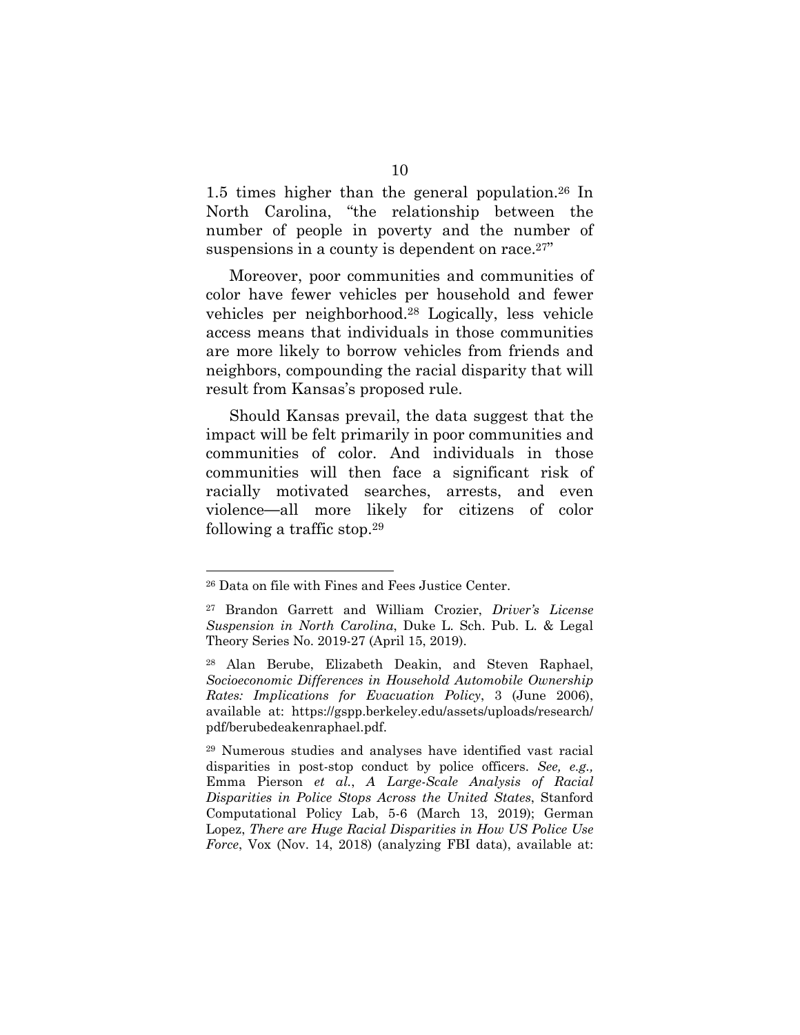1.5 times higher than the general population.[26] In North Carolina, "the relationship between the number of people in poverty and the number of suspensions in a county is dependent on race.[27]"

Moreover, poor communities and communities of color have fewer vehicles per household and fewer vehicles per neighborhood.[28] Logically, less vehicle access means that individuals in those communities are more likely to borrow vehicles from friends and neighbors, compounding the racial disparity that will result from Kansas's proposed rule.

Should Kansas prevail, the data suggest that the impact will be felt primarily in poor communities and communities of color. And individuals in those communities will then face a significant risk of racially motivated searches, arrests, and even violence—all more likely for citizens of color following a traffic stop.[29]

---

[26] Data on file with Fines and Fees Justice Center.

[27] Brandon Garrett and William Crozier, *Driver's License Suspension in North Carolina*, Duke L. Sch. Pub. L. & Legal Theory Series No. 2019-27 (April 15, 2019).

[28] Alan Berube, Elizabeth Deakin, and Steven Raphael, *Socioeconomic Differences in Household Automobile Ownership Rates: Implications for Evacuation Policy*, 3 (June 2006), available at: https://gspp.berkeley.edu/assets/uploads/research/pdf/berubedeakenraphael.pdf.

[29] Numerous studies and analyses have identified vast racial disparities in post-stop conduct by police officers. *See, e.g.,* Emma Pierson *et al.*, *A Large-Scale Analysis of Racial Disparities in Police Stops Across the United States*, Stanford Computational Policy Lab, 5-6 (March 13, 2019); German Lopez, *There are Huge Racial Disparities in How US Police Use Force*, Vox (Nov. 14, 2018) (analyzing FBI data), available at: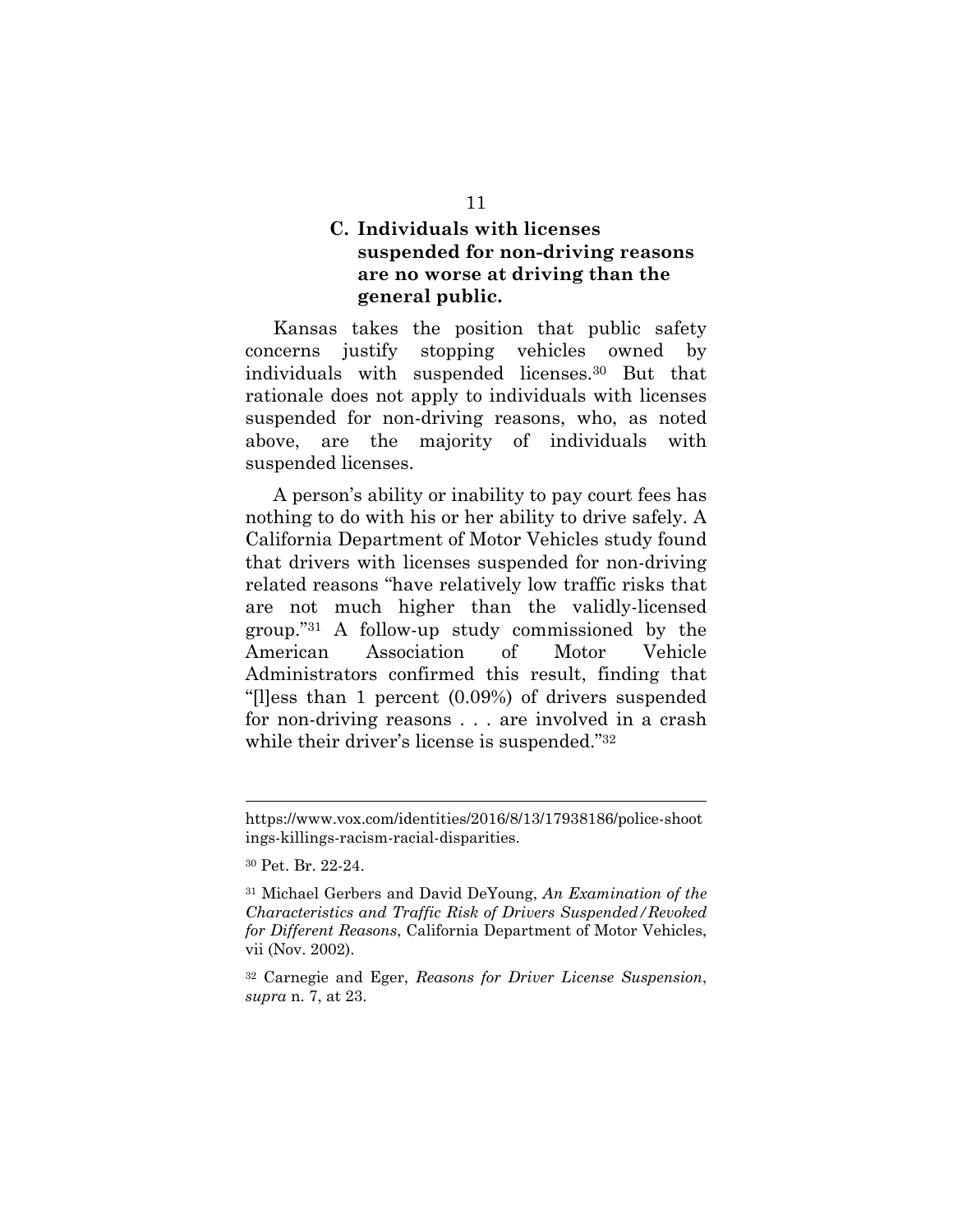### C. Individuals with licenses suspended for non-driving reasons are no worse at driving than the general public.

Kansas takes the position that public safety concerns justify stopping vehicles owned by individuals with suspended licenses.[30] But that rationale does not apply to individuals with licenses suspended for non-driving reasons, who, as noted above, are the majority of individuals with suspended licenses.

A person's ability or inability to pay court fees has nothing to do with his or her ability to drive safely. A California Department of Motor Vehicles study found that drivers with licenses suspended for non-driving related reasons "have relatively low traffic risks that are not much higher than the validly-licensed group."[31] A follow-up study commissioned by the American Association of Motor Vehicle Administrators confirmed this result, finding that "[l]ess than 1 percent (0.09%) of drivers suspended for non-driving reasons . . . are involved in a crash while their driver's license is suspended."[32]

---

https://www.vox.com/identities/2016/8/13/17938186/police-shootings-killings-racism-racial-disparities.

[30] Pet. Br. 22-24.

[31] Michael Gerbers and David DeYoung, *An Examination of the Characteristics and Traffic Risk of Drivers Suspended/Revoked for Different Reasons*, California Department of Motor Vehicles, vii (Nov. 2002).

[32] Carnegie and Eger, *Reasons for Driver License Suspension*, *supra* n. 7, at 23.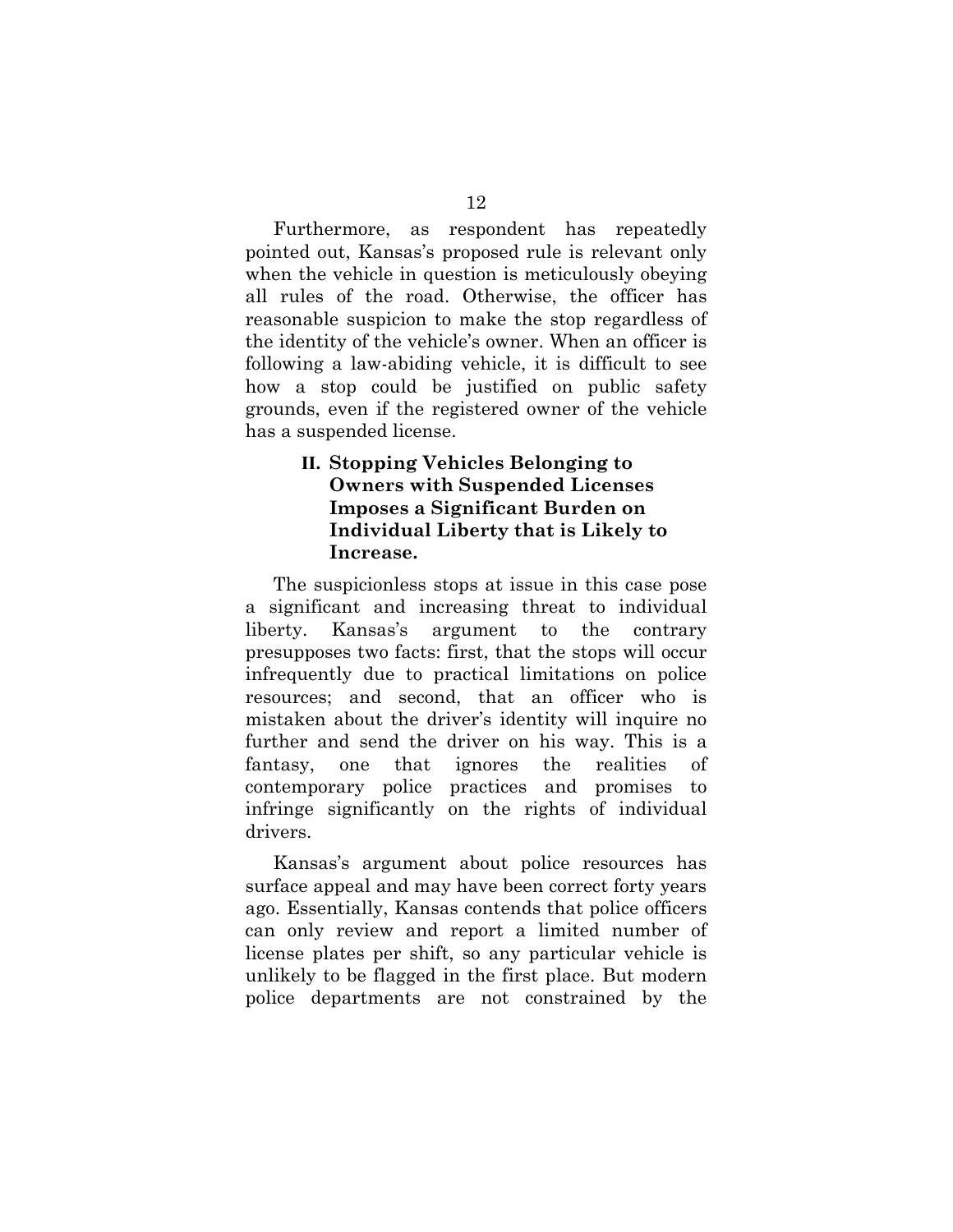Furthermore, as respondent has repeatedly pointed out, Kansas's proposed rule is relevant only when the vehicle in question is meticulously obeying all rules of the road. Otherwise, the officer has reasonable suspicion to make the stop regardless of the identity of the vehicle's owner. When an officer is following a law-abiding vehicle, it is difficult to see how a stop could be justified on public safety grounds, even if the registered owner of the vehicle has a suspended license.

## II. Stopping Vehicles Belonging to Owners with Suspended Licenses Imposes a Significant Burden on Individual Liberty that is Likely to Increase.

The suspicionless stops at issue in this case pose a significant and increasing threat to individual liberty. Kansas's argument to the contrary presupposes two facts: first, that the stops will occur infrequently due to practical limitations on police resources; and second, that an officer who is mistaken about the driver's identity will inquire no further and send the driver on his way. This is a fantasy, one that ignores the realities of contemporary police practices and promises to infringe significantly on the rights of individual drivers.

Kansas's argument about police resources has surface appeal and may have been correct forty years ago. Essentially, Kansas contends that police officers can only review and report a limited number of license plates per shift, so any particular vehicle is unlikely to be flagged in the first place. But modern police departments are not constrained by the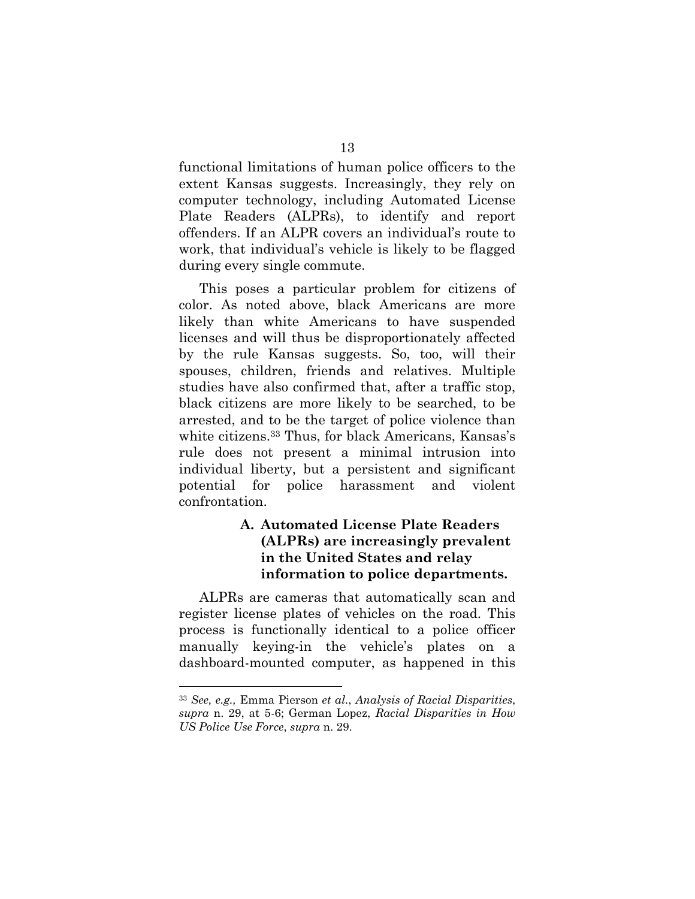functional limitations of human police officers to the extent Kansas suggests. Increasingly, they rely on computer technology, including Automated License Plate Readers (ALPRs), to identify and report offenders. If an ALPR covers an individual's route to work, that individual's vehicle is likely to be flagged during every single commute.

This poses a particular problem for citizens of color. As noted above, black Americans are more likely than white Americans to have suspended licenses and will thus be disproportionately affected by the rule Kansas suggests. So, too, will their spouses, children, friends and relatives. Multiple studies have also confirmed that, after a traffic stop, black citizens are more likely to be searched, to be arrested, and to be the target of police violence than white citizens.[33] Thus, for black Americans, Kansas's rule does not present a minimal intrusion into individual liberty, but a persistent and significant potential for police harassment and violent confrontation.

### A. Automated License Plate Readers (ALPRs) are increasingly prevalent in the United States and relay information to police departments.

ALPRs are cameras that automatically scan and register license plates of vehicles on the road. This process is functionally identical to a police officer manually keying-in the vehicle's plates on a dashboard-mounted computer, as happened in this

---

[33] *See, e.g.,* Emma Pierson *et al.*, *Analysis of Racial Disparities*, *supra* n. 29, at 5-6; German Lopez, *Racial Disparities in How US Police Use Force*, *supra* n. 29.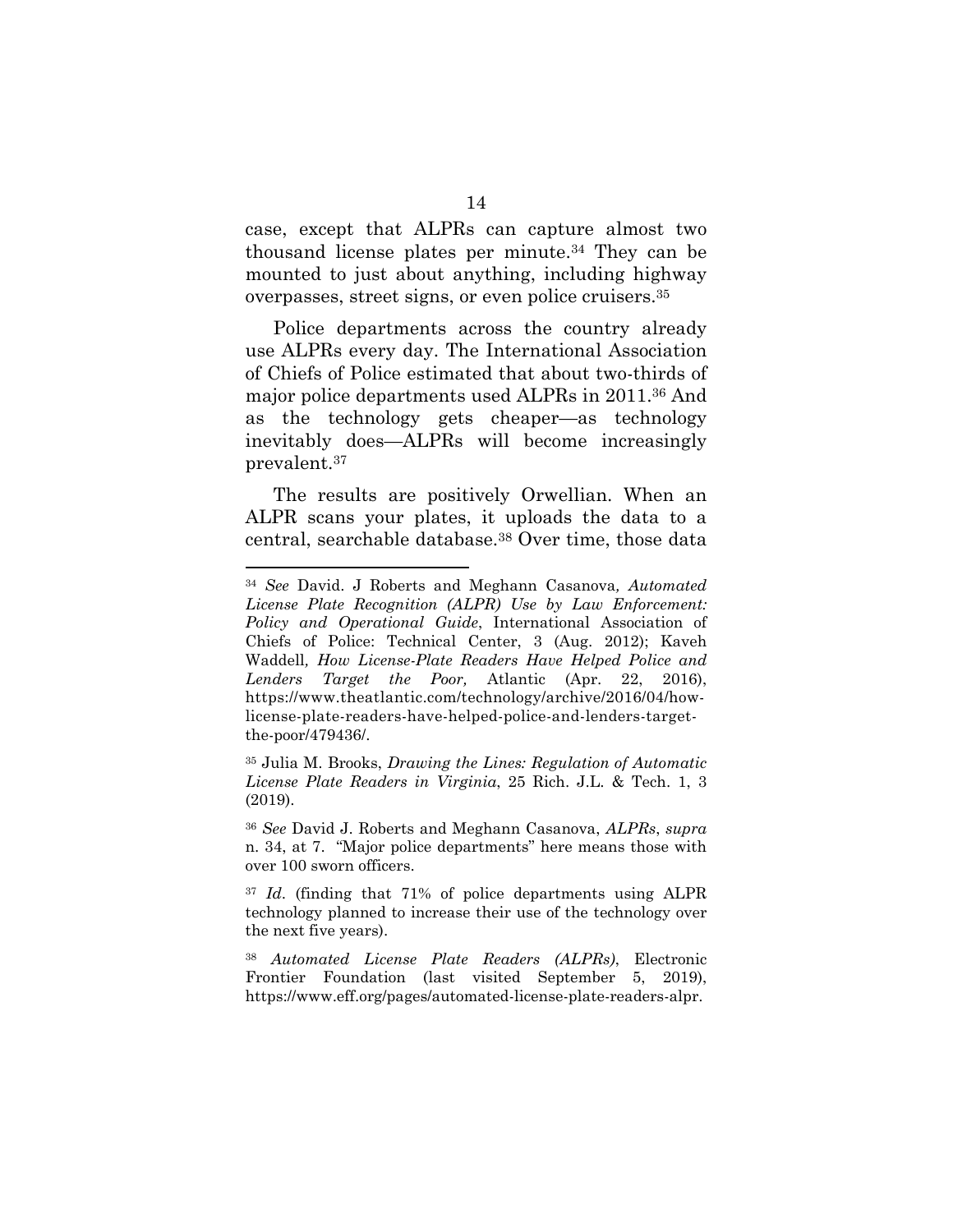case, except that ALPRs can capture almost two thousand license plates per minute.[34] They can be mounted to just about anything, including highway overpasses, street signs, or even police cruisers.[35]

Police departments across the country already use ALPRs every day. The International Association of Chiefs of Police estimated that about two-thirds of major police departments used ALPRs in 2011.[36] And as the technology gets cheaper—as technology inevitably does—ALPRs will become increasingly prevalent.[37]

The results are positively Orwellian. When an ALPR scans your plates, it uploads the data to a central, searchable database.[38] Over time, those data

---

[34] *See* David. J Roberts and Meghann Casanova*, Automated License Plate Recognition (ALPR) Use by Law Enforcement: Policy and Operational Guide*, International Association of Chiefs of Police: Technical Center, 3 (Aug. 2012); Kaveh Waddell*, How License-Plate Readers Have Helped Police and Lenders Target the Poor,* Atlantic (Apr. 22, 2016), https://www.theatlantic.com/technology/archive/2016/04/how-license-plate-readers-have-helped-police-and-lenders-target-the-poor/479436/.

[35] Julia M. Brooks, *Drawing the Lines: Regulation of Automatic License Plate Readers in Virginia*, 25 Rich. J.L. & Tech. 1, 3 (2019).

[36] *See* David J. Roberts and Meghann Casanova, *ALPRs*, *supra* n. 34, at 7. "Major police departments" here means those with over 100 sworn officers.

[37] *Id*. (finding that 71% of police departments using ALPR technology planned to increase their use of the technology over the next five years).

[38] *Automated License Plate Readers (ALPRs)*, Electronic Frontier Foundation (last visited September 5, 2019), https://www.eff.org/pages/automated-license-plate-readers-alpr.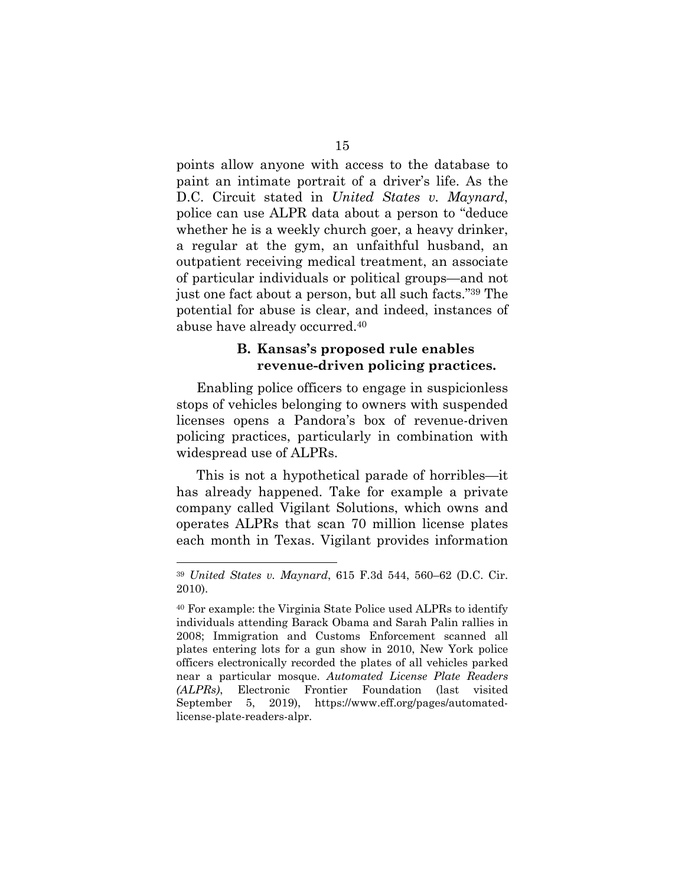points allow anyone with access to the database to paint an intimate portrait of a driver's life. As the D.C. Circuit stated in *United States v. Maynard*, police can use ALPR data about a person to "deduce whether he is a weekly church goer, a heavy drinker, a regular at the gym, an unfaithful husband, an outpatient receiving medical treatment, an associate of particular individuals or political groups—and not just one fact about a person, but all such facts."[39] The potential for abuse is clear, and indeed, instances of abuse have already occurred.[40]

### B. Kansas's proposed rule enables revenue-driven policing practices.

Enabling police officers to engage in suspicionless stops of vehicles belonging to owners with suspended licenses opens a Pandora's box of revenue-driven policing practices, particularly in combination with widespread use of ALPRs.

This is not a hypothetical parade of horribles—it has already happened. Take for example a private company called Vigilant Solutions, which owns and operates ALPRs that scan 70 million license plates each month in Texas. Vigilant provides information

---

[39] *United States v. Maynard*, 615 F.3d 544, 560–62 (D.C. Cir. 2010).

[40] For example: the Virginia State Police used ALPRs to identify individuals attending Barack Obama and Sarah Palin rallies in 2008; Immigration and Customs Enforcement scanned all plates entering lots for a gun show in 2010, New York police officers electronically recorded the plates of all vehicles parked near a particular mosque. *Automated License Plate Readers (ALPRs)*, Electronic Frontier Foundation (last visited September 5, 2019), https://www.eff.org/pages/automated-license-plate-readers-alpr.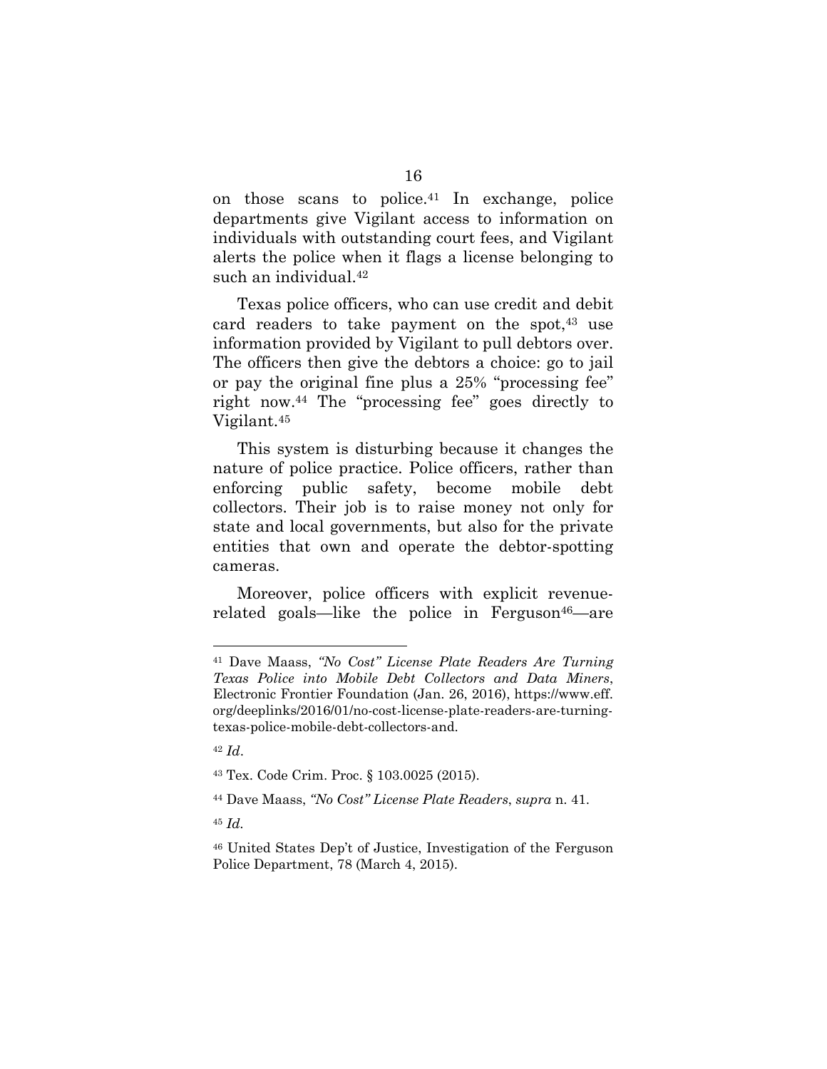on those scans to police.[41] In exchange, police departments give Vigilant access to information on individuals with outstanding court fees, and Vigilant alerts the police when it flags a license belonging to such an individual.[42]

Texas police officers, who can use credit and debit card readers to take payment on the spot,[43] use information provided by Vigilant to pull debtors over. The officers then give the debtors a choice: go to jail or pay the original fine plus a 25% "processing fee" right now.[44] The "processing fee" goes directly to Vigilant.[45]

This system is disturbing because it changes the nature of police practice. Police officers, rather than enforcing public safety, become mobile debt collectors. Their job is to raise money not only for state and local governments, but also for the private entities that own and operate the debtor-spotting cameras.

Moreover, police officers with explicit revenue-related goals—like the police in Ferguson[46]—are

---

[41] Dave Maass, *"No Cost" License Plate Readers Are Turning Texas Police into Mobile Debt Collectors and Data Miners*, Electronic Frontier Foundation (Jan. 26, 2016), https://www.eff.org/deeplinks/2016/01/no-cost-license-plate-readers-are-turning-texas-police-mobile-debt-collectors-and.

[42] *Id*.

[43] Tex. Code Crim. Proc. § 103.0025 (2015).

[44] Dave Maass, *"No Cost" License Plate Readers*, *supra* n. 41.

[45] *Id*.

[46] United States Dep't of Justice, Investigation of the Ferguson Police Department, 78 (March 4, 2015).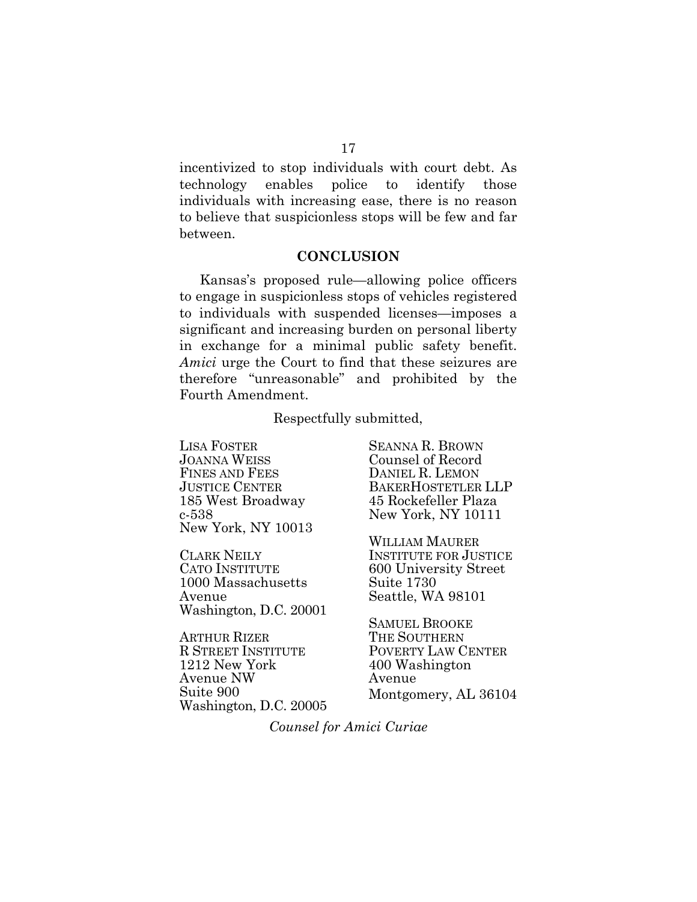incentivized to stop individuals with court debt. As technology enables police to identify those individuals with increasing ease, there is no reason to believe that suspicionless stops will be few and far between.

## CONCLUSION

Kansas's proposed rule—allowing police officers to engage in suspicionless stops of vehicles registered to individuals with suspended licenses—imposes a significant and increasing burden on personal liberty in exchange for a minimal public safety benefit. *Amici* urge the Court to find that these seizures are therefore "unreasonable" and prohibited by the Fourth Amendment.

Respectfully submitted,

LISA FOSTER
JOANNA WEISS
FINES AND FEES JUSTICE CENTER
185 West Broadway c-538
New York, NY 10013

CLARK NEILY
CATO INSTITUTE
1000 Massachusetts Avenue
Washington, D.C. 20001

ARTHUR RIZER
R STREET INSTITUTE
1212 New York Avenue NW
Suite 900
Washington, D.C. 20005

SEANNA R. BROWN
Counsel of Record
DANIEL R. LEMON
BAKERHOSTETLER LLP
45 Rockefeller Plaza
New York, NY 10111

WILLIAM MAURER
INSTITUTE FOR JUSTICE
600 University Street
Suite 1730
Seattle, WA 98101

SAMUEL BROOKE
THE SOUTHERN POVERTY LAW CENTER
400 Washington Avenue
Montgomery, AL 36104

*Counsel for Amici Curiae*